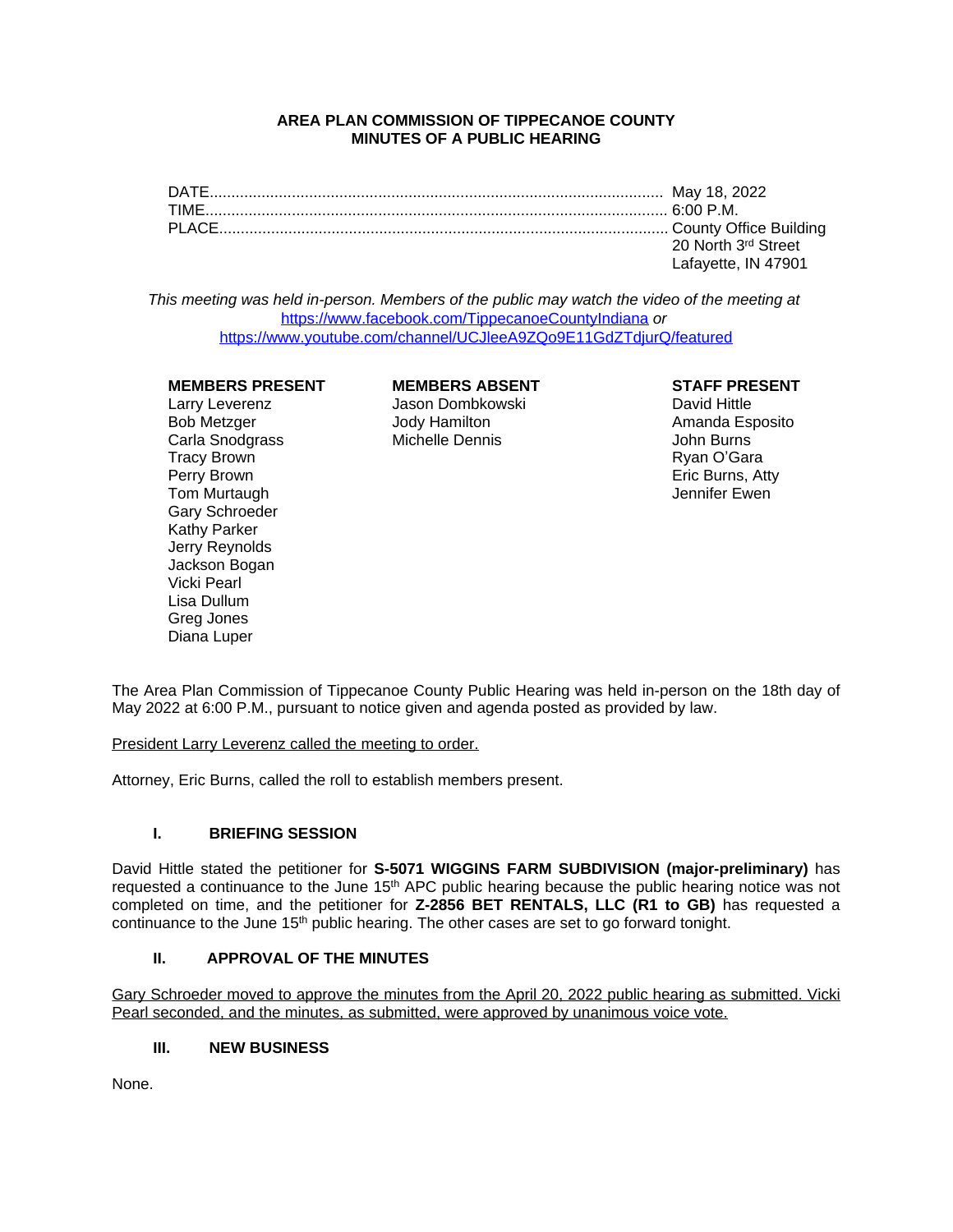**AREA PLAN COMMISSION OF TIPPECANOE COUNTY**
**MINUTES OF A PUBLIC HEARING**

DATE.......................................................................................................... May 18, 2022
TIME........................................................................................................... 6:00 P.M.
PLACE........................................................................................................ County Office Building
20 North 3rd Street
Lafayette, IN 47901

*This meeting was held in-person. Members of the public may watch the video of the meeting at* https://www.facebook.com/TippecanoeCountyIndiana *or* https://www.youtube.com/channel/UCJleeA9ZQo9E11GdZTdjurQ/featured

| MEMBERS PRESENT | MEMBERS ABSENT | STAFF PRESENT |
|---|---|---|
| Larry Leverenz | Jason Dombkowski | David Hittle |
| Bob Metzger | Jody Hamilton | Amanda Esposito |
| Carla Snodgrass | Michelle Dennis | John Burns |
| Tracy Brown | | Ryan O'Gara |
| Perry Brown | | Eric Burns, Atty |
| Tom Murtaugh | | Jennifer Ewen |
| Gary Schroeder | | |
| Kathy Parker | | |
| Jerry Reynolds | | |
| Jackson Bogan | | |
| Vicki Pearl | | |
| Lisa Dullum | | |
| Greg Jones | | |
| Diana Luper | | |

The Area Plan Commission of Tippecanoe County Public Hearing was held in-person on the 18th day of May 2022 at 6:00 P.M., pursuant to notice given and agenda posted as provided by law.

President Larry Leverenz called the meeting to order.

Attorney, Eric Burns, called the roll to establish members present.

## I. BRIEFING SESSION

David Hittle stated the petitioner for **S-5071 WIGGINS FARM SUBDIVISION (major-preliminary)** has requested a continuance to the June 15th APC public hearing because the public hearing notice was not completed on time, and the petitioner for **Z-2856 BET RENTALS, LLC (R1 to GB)** has requested a continuance to the June 15th public hearing. The other cases are set to go forward tonight.

## II. APPROVAL OF THE MINUTES

Gary Schroeder moved to approve the minutes from the April 20, 2022 public hearing as submitted. Vicki Pearl seconded, and the minutes, as submitted, were approved by unanimous voice vote.

## III. NEW BUSINESS

None.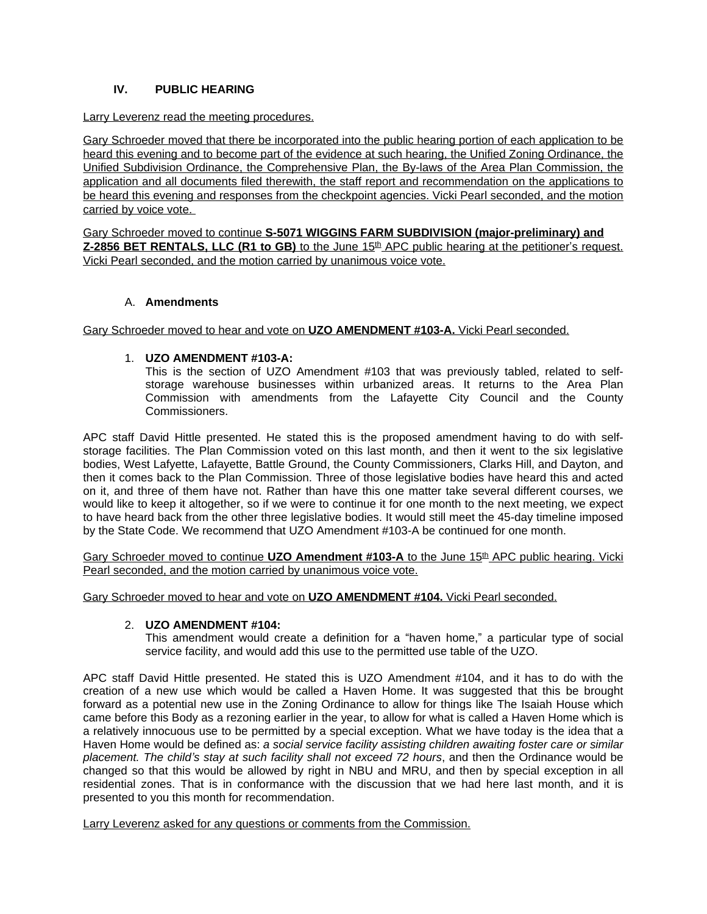## IV. PUBLIC HEARING

Larry Leverenz read the meeting procedures.

Gary Schroeder moved that there be incorporated into the public hearing portion of each application to be heard this evening and to become part of the evidence at such hearing, the Unified Zoning Ordinance, the Unified Subdivision Ordinance, the Comprehensive Plan, the By-laws of the Area Plan Commission, the application and all documents filed therewith, the staff report and recommendation on the applications to be heard this evening and responses from the checkpoint agencies. Vicki Pearl seconded, and the motion carried by voice vote.

Gary Schroeder moved to continue **S-5071 WIGGINS FARM SUBDIVISION (major-preliminary) and Z-2856 BET RENTALS, LLC (R1 to GB)** to the June 15th APC public hearing at the petitioner's request. Vicki Pearl seconded, and the motion carried by unanimous voice vote.

### A. Amendments

Gary Schroeder moved to hear and vote on **UZO AMENDMENT #103-A.** Vicki Pearl seconded.

1. **UZO AMENDMENT #103-A:**
   This is the section of UZO Amendment #103 that was previously tabled, related to self-storage warehouse businesses within urbanized areas. It returns to the Area Plan Commission with amendments from the Lafayette City Council and the County Commissioners.

APC staff David Hittle presented. He stated this is the proposed amendment having to do with self-storage facilities. The Plan Commission voted on this last month, and then it went to the six legislative bodies, West Lafayette, Lafayette, Battle Ground, the County Commissioners, Clarks Hill, and Dayton, and then it comes back to the Plan Commission. Three of those legislative bodies have heard this and acted on it, and three of them have not. Rather than have this one matter take several different courses, we would like to keep it altogether, so if we were to continue it for one month to the next meeting, we expect to have heard back from the other three legislative bodies. It would still meet the 45-day timeline imposed by the State Code. We recommend that UZO Amendment #103-A be continued for one month.

Gary Schroeder moved to continue **UZO Amendment #103-A** to the June 15th APC public hearing. Vicki Pearl seconded, and the motion carried by unanimous voice vote.

Gary Schroeder moved to hear and vote on **UZO AMENDMENT #104.** Vicki Pearl seconded.

2. **UZO AMENDMENT #104:**
   This amendment would create a definition for a "haven home," a particular type of social service facility, and would add this use to the permitted use table of the UZO.

APC staff David Hittle presented. He stated this is UZO Amendment #104, and it has to do with the creation of a new use which would be called a Haven Home. It was suggested that this be brought forward as a potential new use in the Zoning Ordinance to allow for things like The Isaiah House which came before this Body as a rezoning earlier in the year, to allow for what is called a Haven Home which is a relatively innocuous use to be permitted by a special exception. What we have today is the idea that a Haven Home would be defined as: *a social service facility assisting children awaiting foster care or similar placement. The child's stay at such facility shall not exceed 72 hours*, and then the Ordinance would be changed so that this would be allowed by right in NBU and MRU, and then by special exception in all residential zones. That is in conformance with the discussion that we had here last month, and it is presented to you this month for recommendation.

Larry Leverenz asked for any questions or comments from the Commission.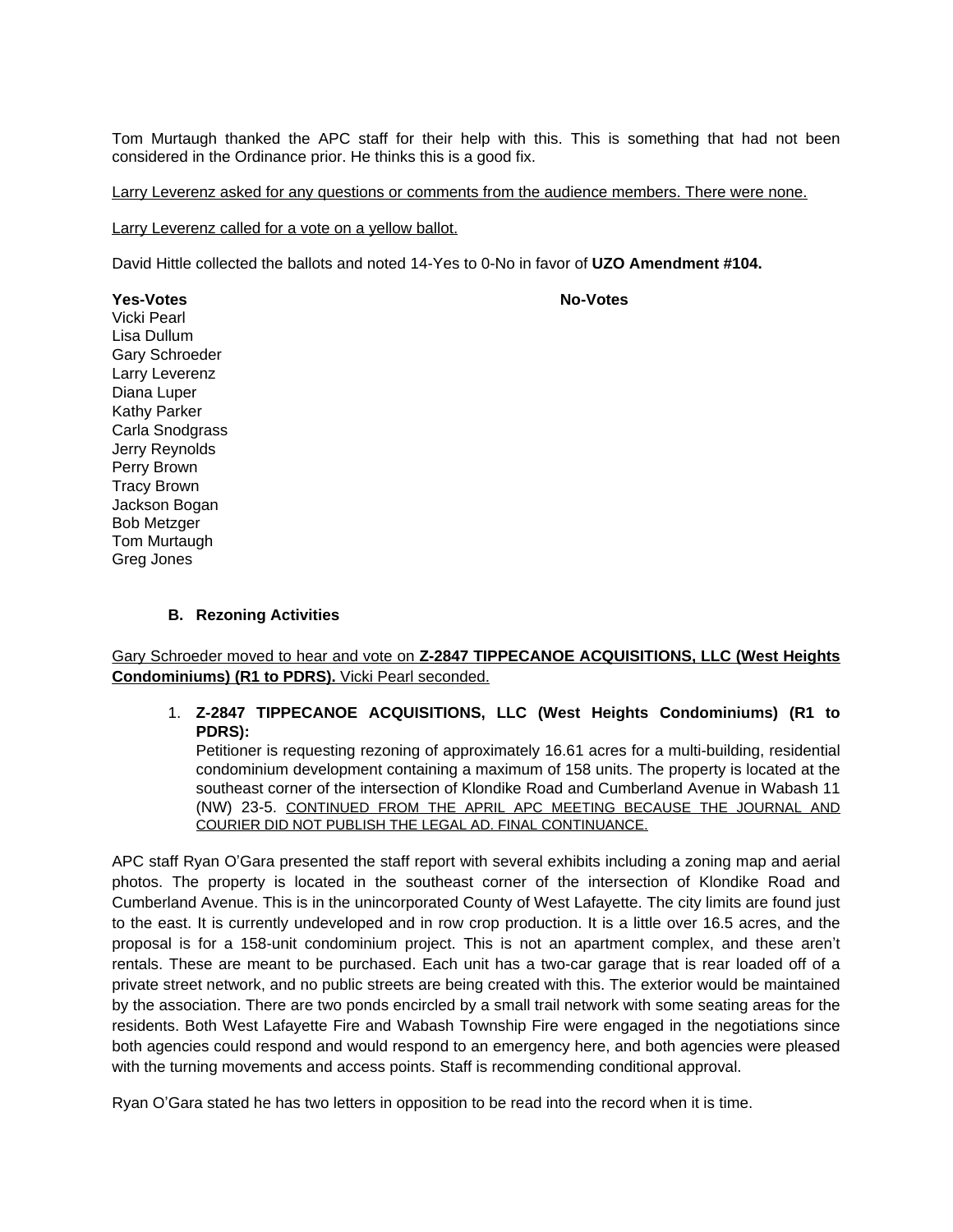Tom Murtaugh thanked the APC staff for their help with this. This is something that had not been considered in the Ordinance prior. He thinks this is a good fix.

<u>Larry Leverenz asked for any questions or comments from the audience members. There were none.</u>

<u>Larry Leverenz called for a vote on a yellow ballot.</u>

David Hittle collected the ballots and noted 14-Yes to 0-No in favor of **UZO Amendment #104.**

| **Yes-Votes** | **No-Votes** |
| --- | --- |
| Vicki Pearl | |
| Lisa Dullum | |
| Gary Schroeder | |
| Larry Leverenz | |
| Diana Luper | |
| Kathy Parker | |
| Carla Snodgrass | |
| Jerry Reynolds | |
| Perry Brown | |
| Tracy Brown | |
| Jackson Bogan | |
| Bob Metzger | |
| Tom Murtaugh | |
| Greg Jones | |

**B. Rezoning Activities**

<u>Gary Schroeder moved to hear and vote on **Z-2847 TIPPECANOE ACQUISITIONS, LLC (West Heights Condominiums) (R1 to PDRS).** Vicki Pearl seconded.</u>

1. **Z-2847 TIPPECANOE ACQUISITIONS, LLC (West Heights Condominiums) (R1 to PDRS):**
   Petitioner is requesting rezoning of approximately 16.61 acres for a multi-building, residential condominium development containing a maximum of 158 units. The property is located at the southeast corner of the intersection of Klondike Road and Cumberland Avenue in Wabash 11 (NW) 23-5. <u>CONTINUED FROM THE APRIL APC MEETING BECAUSE THE JOURNAL AND COURIER DID NOT PUBLISH THE LEGAL AD. FINAL CONTINUANCE.</u>

APC staff Ryan O'Gara presented the staff report with several exhibits including a zoning map and aerial photos. The property is located in the southeast corner of the intersection of Klondike Road and Cumberland Avenue. This is in the unincorporated County of West Lafayette. The city limits are found just to the east. It is currently undeveloped and in row crop production. It is a little over 16.5 acres, and the proposal is for a 158-unit condominium project. This is not an apartment complex, and these aren't rentals. These are meant to be purchased. Each unit has a two-car garage that is rear loaded off of a private street network, and no public streets are being created with this. The exterior would be maintained by the association. There are two ponds encircled by a small trail network with some seating areas for the residents. Both West Lafayette Fire and Wabash Township Fire were engaged in the negotiations since both agencies could respond and would respond to an emergency here, and both agencies were pleased with the turning movements and access points. Staff is recommending conditional approval.

Ryan O'Gara stated he has two letters in opposition to be read into the record when it is time.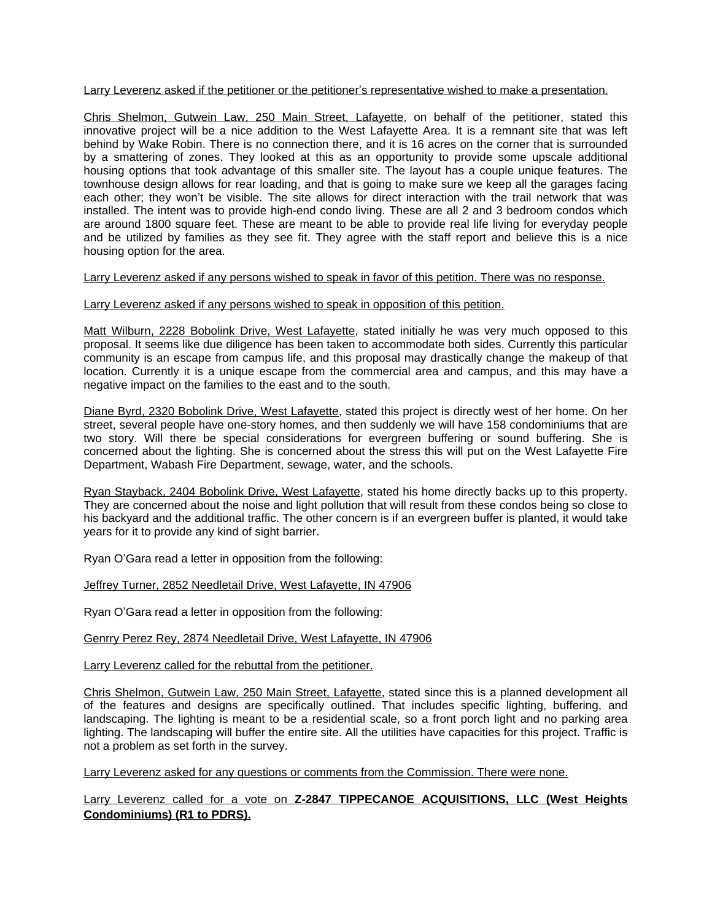Larry Leverenz asked if the petitioner or the petitioner's representative wished to make a presentation.

Chris Shelmon, Gutwein Law, 250 Main Street, Lafayette, on behalf of the petitioner, stated this innovative project will be a nice addition to the West Lafayette Area. It is a remnant site that was left behind by Wake Robin. There is no connection there, and it is 16 acres on the corner that is surrounded by a smattering of zones. They looked at this as an opportunity to provide some upscale additional housing options that took advantage of this smaller site. The layout has a couple unique features. The townhouse design allows for rear loading, and that is going to make sure we keep all the garages facing each other; they won't be visible. The site allows for direct interaction with the trail network that was installed. The intent was to provide high-end condo living. These are all 2 and 3 bedroom condos which are around 1800 square feet. These are meant to be able to provide real life living for everyday people and be utilized by families as they see fit. They agree with the staff report and believe this is a nice housing option for the area.

Larry Leverenz asked if any persons wished to speak in favor of this petition. There was no response.

Larry Leverenz asked if any persons wished to speak in opposition of this petition.

Matt Wilburn, 2228 Bobolink Drive, West Lafayette, stated initially he was very much opposed to this proposal. It seems like due diligence has been taken to accommodate both sides. Currently this particular community is an escape from campus life, and this proposal may drastically change the makeup of that location. Currently it is a unique escape from the commercial area and campus, and this may have a negative impact on the families to the east and to the south.

Diane Byrd, 2320 Bobolink Drive, West Lafayette, stated this project is directly west of her home. On her street, several people have one-story homes, and then suddenly we will have 158 condominiums that are two story. Will there be special considerations for evergreen buffering or sound buffering. She is concerned about the lighting. She is concerned about the stress this will put on the West Lafayette Fire Department, Wabash Fire Department, sewage, water, and the schools.

Ryan Stayback, 2404 Bobolink Drive, West Lafayette, stated his home directly backs up to this property. They are concerned about the noise and light pollution that will result from these condos being so close to his backyard and the additional traffic. The other concern is if an evergreen buffer is planted, it would take years for it to provide any kind of sight barrier.

Ryan O'Gara read a letter in opposition from the following:

Jeffrey Turner, 2852 Needletail Drive, West Lafayette, IN 47906

Ryan O'Gara read a letter in opposition from the following:

Genrry Perez Rey, 2874 Needletail Drive, West Lafayette, IN 47906

Larry Leverenz called for the rebuttal from the petitioner.

Chris Shelmon, Gutwein Law, 250 Main Street, Lafayette, stated since this is a planned development all of the features and designs are specifically outlined. That includes specific lighting, buffering, and landscaping. The lighting is meant to be a residential scale, so a front porch light and no parking area lighting. The landscaping will buffer the entire site. All the utilities have capacities for this project. Traffic is not a problem as set forth in the survey.

Larry Leverenz asked for any questions or comments from the Commission. There were none.

Larry Leverenz called for a vote on **Z-2847 TIPPECANOE ACQUISITIONS, LLC (West Heights Condominiums) (R1 to PDRS).**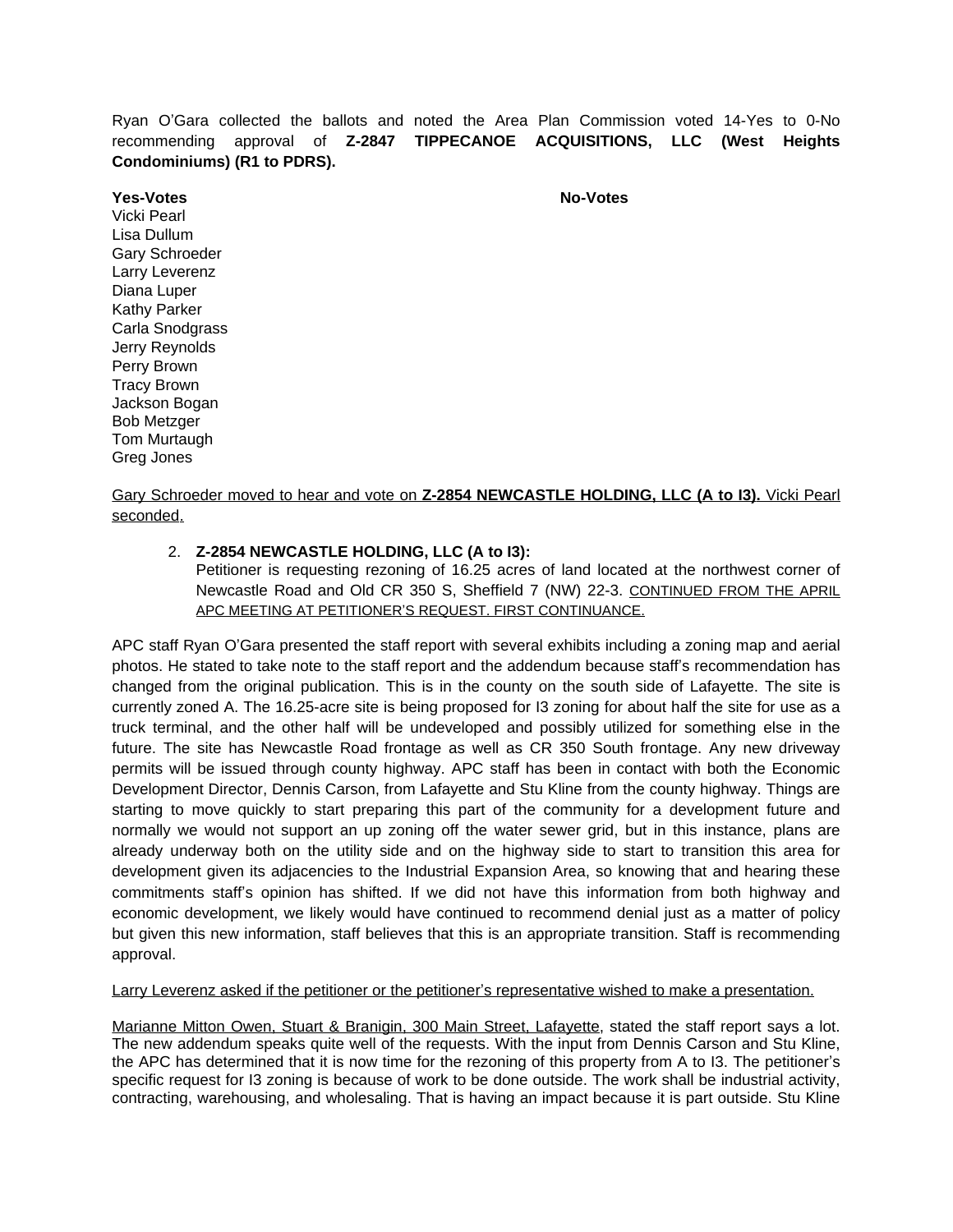Ryan O'Gara collected the ballots and noted the Area Plan Commission voted 14-Yes to 0-No recommending approval of **Z-2847 TIPPECANOE ACQUISITIONS, LLC (West Heights Condominiums) (R1 to PDRS).**

| **Yes-Votes** | **No-Votes** |
|---|---|
| Vicki Pearl | |
| Lisa Dullum | |
| Gary Schroeder | |
| Larry Leverenz | |
| Diana Luper | |
| Kathy Parker | |
| Carla Snodgrass | |
| Jerry Reynolds | |
| Perry Brown | |
| Tracy Brown | |
| Jackson Bogan | |
| Bob Metzger | |
| Tom Murtaugh | |
| Greg Jones | |

Gary Schroeder moved to hear and vote on **Z-2854 NEWCASTLE HOLDING, LLC (A to I3).** Vicki Pearl seconded.

2. **Z-2854 NEWCASTLE HOLDING, LLC (A to I3):**
   Petitioner is requesting rezoning of 16.25 acres of land located at the northwest corner of Newcastle Road and Old CR 350 S, Sheffield 7 (NW) 22-3. CONTINUED FROM THE APRIL APC MEETING AT PETITIONER'S REQUEST. FIRST CONTINUANCE.

APC staff Ryan O'Gara presented the staff report with several exhibits including a zoning map and aerial photos. He stated to take note to the staff report and the addendum because staff's recommendation has changed from the original publication. This is in the county on the south side of Lafayette. The site is currently zoned A. The 16.25-acre site is being proposed for I3 zoning for about half the site for use as a truck terminal, and the other half will be undeveloped and possibly utilized for something else in the future. The site has Newcastle Road frontage as well as CR 350 South frontage. Any new driveway permits will be issued through county highway. APC staff has been in contact with both the Economic Development Director, Dennis Carson, from Lafayette and Stu Kline from the county highway. Things are starting to move quickly to start preparing this part of the community for a development future and normally we would not support an up zoning off the water sewer grid, but in this instance, plans are already underway both on the utility side and on the highway side to start to transition this area for development given its adjacencies to the Industrial Expansion Area, so knowing that and hearing these commitments staff's opinion has shifted. If we did not have this information from both highway and economic development, we likely would have continued to recommend denial just as a matter of policy but given this new information, staff believes that this is an appropriate transition. Staff is recommending approval.

Larry Leverenz asked if the petitioner or the petitioner's representative wished to make a presentation.

Marianne Mitton Owen, Stuart & Branigin, 300 Main Street, Lafayette, stated the staff report says a lot. The new addendum speaks quite well of the requests. With the input from Dennis Carson and Stu Kline, the APC has determined that it is now time for the rezoning of this property from A to I3. The petitioner's specific request for I3 zoning is because of work to be done outside. The work shall be industrial activity, contracting, warehousing, and wholesaling. That is having an impact because it is part outside. Stu Kline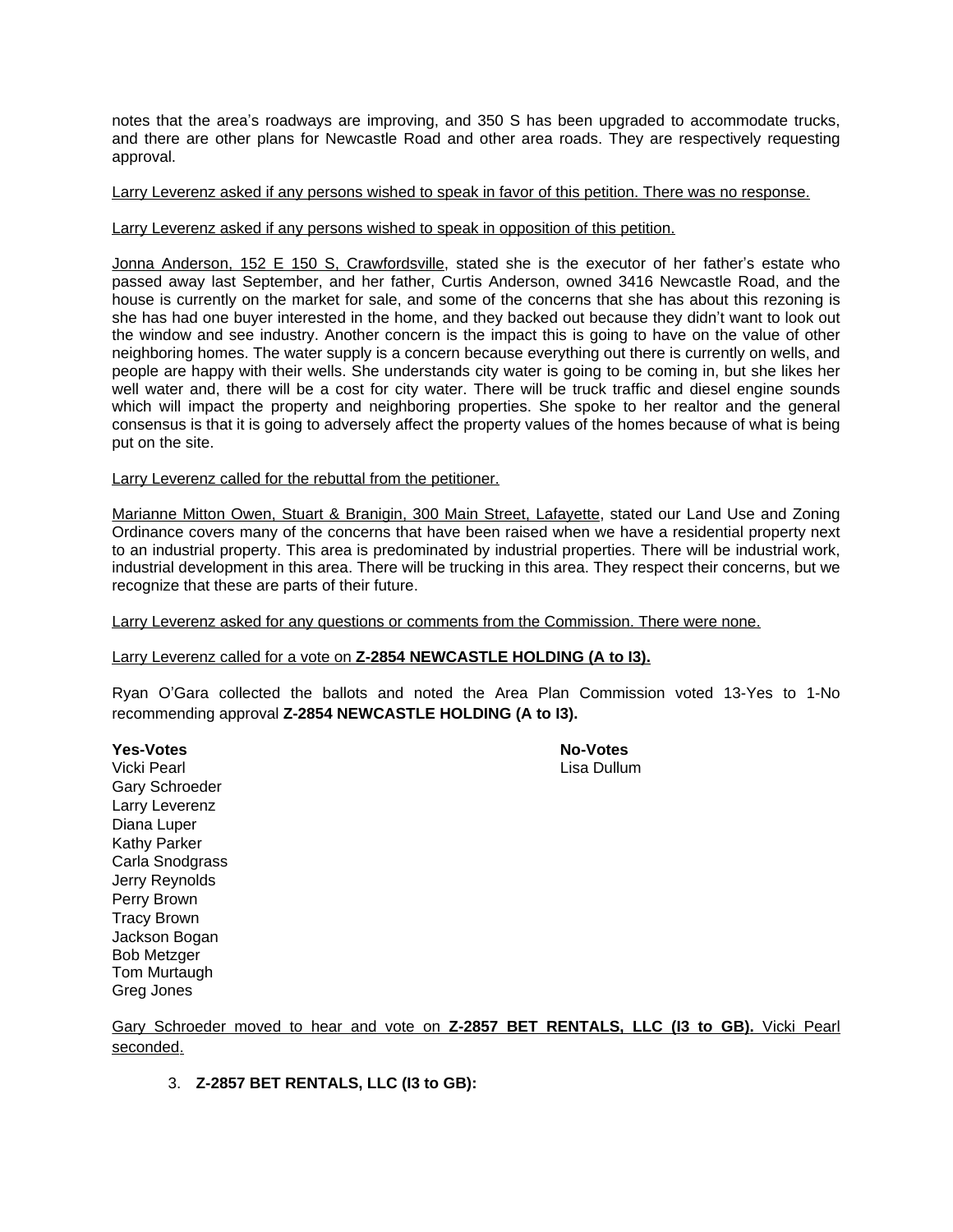notes that the area's roadways are improving, and 350 S has been upgraded to accommodate trucks, and there are other plans for Newcastle Road and other area roads. They are respectively requesting approval.

Larry Leverenz asked if any persons wished to speak in favor of this petition. There was no response.

Larry Leverenz asked if any persons wished to speak in opposition of this petition.

Jonna Anderson, 152 E 150 S, Crawfordsville, stated she is the executor of her father's estate who passed away last September, and her father, Curtis Anderson, owned 3416 Newcastle Road, and the house is currently on the market for sale, and some of the concerns that she has about this rezoning is she has had one buyer interested in the home, and they backed out because they didn't want to look out the window and see industry. Another concern is the impact this is going to have on the value of other neighboring homes. The water supply is a concern because everything out there is currently on wells, and people are happy with their wells. She understands city water is going to be coming in, but she likes her well water and, there will be a cost for city water. There will be truck traffic and diesel engine sounds which will impact the property and neighboring properties. She spoke to her realtor and the general consensus is that it is going to adversely affect the property values of the homes because of what is being put on the site.

Larry Leverenz called for the rebuttal from the petitioner.

Marianne Mitton Owen, Stuart & Branigin, 300 Main Street, Lafayette, stated our Land Use and Zoning Ordinance covers many of the concerns that have been raised when we have a residential property next to an industrial property. This area is predominated by industrial properties. There will be industrial work, industrial development in this area. There will be trucking in this area. They respect their concerns, but we recognize that these are parts of their future.

Larry Leverenz asked for any questions or comments from the Commission. There were none.

Larry Leverenz called for a vote on **Z-2854 NEWCASTLE HOLDING (A to I3).**

Ryan O'Gara collected the ballots and noted the Area Plan Commission voted 13-Yes to 1-No recommending approval **Z-2854 NEWCASTLE HOLDING (A to I3).**

**Yes-Votes**
Vicki Pearl
Gary Schroeder
Larry Leverenz
Diana Luper
Kathy Parker
Carla Snodgrass
Jerry Reynolds
Perry Brown
Tracy Brown
Jackson Bogan
Bob Metzger
Tom Murtaugh
Greg Jones

**No-Votes**
Lisa Dullum

Gary Schroeder moved to hear and vote on **Z-2857 BET RENTALS, LLC (I3 to GB).** Vicki Pearl seconded.

3. **Z-2857 BET RENTALS, LLC (I3 to GB):**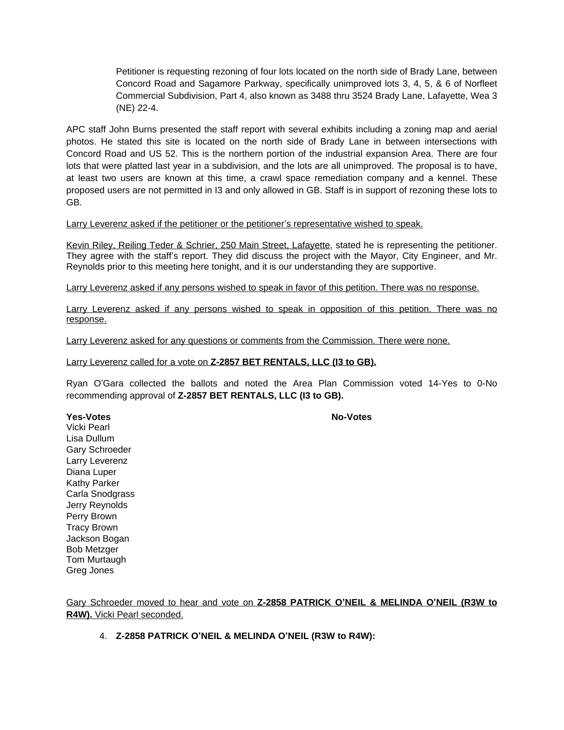Petitioner is requesting rezoning of four lots located on the north side of Brady Lane, between Concord Road and Sagamore Parkway, specifically unimproved lots 3, 4, 5, & 6 of Norfleet Commercial Subdivision, Part 4, also known as 3488 thru 3524 Brady Lane, Lafayette, Wea 3 (NE) 22-4.

APC staff John Burns presented the staff report with several exhibits including a zoning map and aerial photos. He stated this site is located on the north side of Brady Lane in between intersections with Concord Road and US 52. This is the northern portion of the industrial expansion Area. There are four lots that were platted last year in a subdivision, and the lots are all unimproved. The proposal is to have, at least two users are known at this time, a crawl space remediation company and a kennel. These proposed users are not permitted in I3 and only allowed in GB. Staff is in support of rezoning these lots to GB.

Larry Leverenz asked if the petitioner or the petitioner's representative wished to speak.

Kevin Riley, Reiling Teder & Schrier, 250 Main Street, Lafayette, stated he is representing the petitioner. They agree with the staff's report. They did discuss the project with the Mayor, City Engineer, and Mr. Reynolds prior to this meeting here tonight, and it is our understanding they are supportive.

Larry Leverenz asked if any persons wished to speak in favor of this petition. There was no response.

Larry Leverenz asked if any persons wished to speak in opposition of this petition. There was no response.

Larry Leverenz asked for any questions or comments from the Commission. There were none.

Larry Leverenz called for a vote on **Z-2857 BET RENTALS, LLC (I3 to GB).**

Ryan O'Gara collected the ballots and noted the Area Plan Commission voted 14-Yes to 0-No recommending approval of **Z-2857 BET RENTALS, LLC (I3 to GB).**

| **Yes-Votes** | **No-Votes** |
|---|---|
| Vicki Pearl | |
| Lisa Dullum | |
| Gary Schroeder | |
| Larry Leverenz | |
| Diana Luper | |
| Kathy Parker | |
| Carla Snodgrass | |
| Jerry Reynolds | |
| Perry Brown | |
| Tracy Brown | |
| Jackson Bogan | |
| Bob Metzger | |
| Tom Murtaugh | |
| Greg Jones | |

Gary Schroeder moved to hear and vote on **Z-2858 PATRICK O'NEIL & MELINDA O'NEIL (R3W to R4W).** Vicki Pearl seconded.

4. **Z-2858 PATRICK O'NEIL & MELINDA O'NEIL (R3W to R4W):**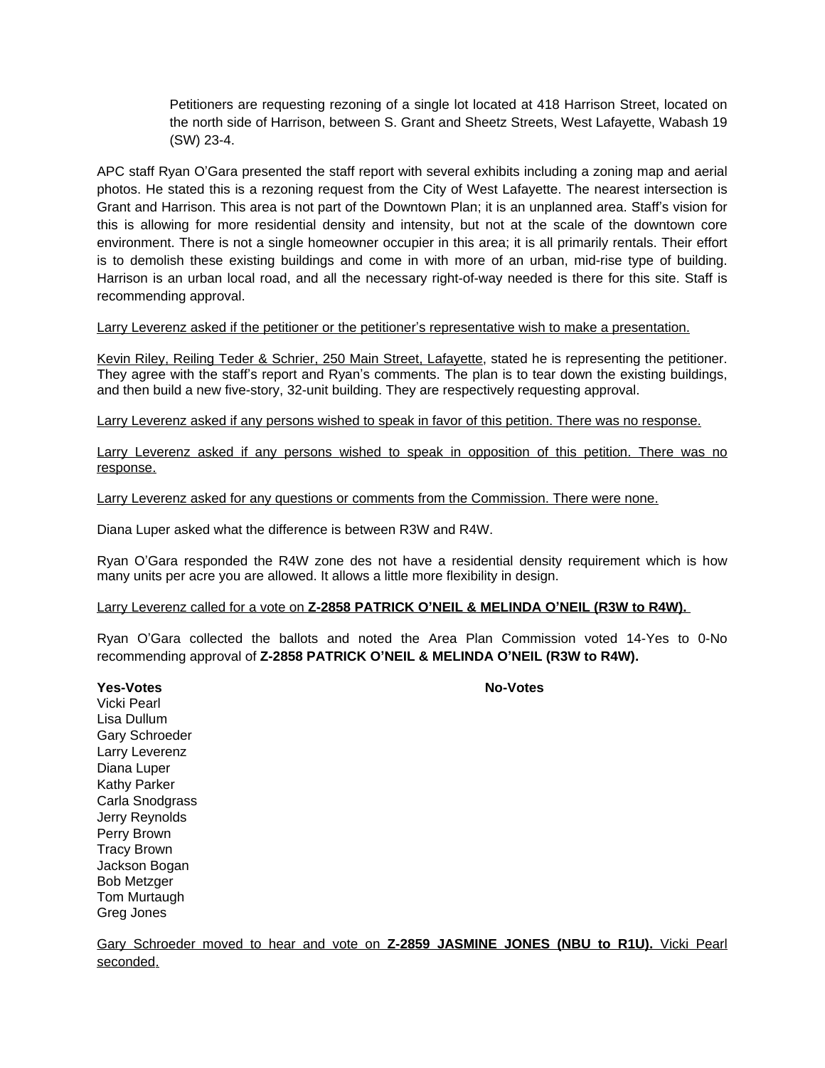Petitioners are requesting rezoning of a single lot located at 418 Harrison Street, located on the north side of Harrison, between S. Grant and Sheetz Streets, West Lafayette, Wabash 19 (SW) 23-4.

APC staff Ryan O'Gara presented the staff report with several exhibits including a zoning map and aerial photos. He stated this is a rezoning request from the City of West Lafayette. The nearest intersection is Grant and Harrison. This area is not part of the Downtown Plan; it is an unplanned area. Staff's vision for this is allowing for more residential density and intensity, but not at the scale of the downtown core environment. There is not a single homeowner occupier in this area; it is all primarily rentals. Their effort is to demolish these existing buildings and come in with more of an urban, mid-rise type of building. Harrison is an urban local road, and all the necessary right-of-way needed is there for this site. Staff is recommending approval.

<u>Larry Leverenz asked if the petitioner or the petitioner's representative wish to make a presentation.</u>

<u>Kevin Riley, Reiling Teder & Schrier, 250 Main Street, Lafayette</u>, stated he is representing the petitioner. They agree with the staff's report and Ryan's comments. The plan is to tear down the existing buildings, and then build a new five-story, 32-unit building. They are respectively requesting approval.

<u>Larry Leverenz asked if any persons wished to speak in favor of this petition. There was no response.</u>

<u>Larry Leverenz asked if any persons wished to speak in opposition of this petition. There was no response.</u>

<u>Larry Leverenz asked for any questions or comments from the Commission. There were none.</u>

Diana Luper asked what the difference is between R3W and R4W.

Ryan O'Gara responded the R4W zone des not have a residential density requirement which is how many units per acre you are allowed. It allows a little more flexibility in design.

<u>Larry Leverenz called for a vote on **Z-2858 PATRICK O'NEIL & MELINDA O'NEIL (R3W to R4W).**</u>

Ryan O'Gara collected the ballots and noted the Area Plan Commission voted 14-Yes to 0-No recommending approval of **Z-2858 PATRICK O'NEIL & MELINDA O'NEIL (R3W to R4W).**

| **Yes-Votes** | **No-Votes** |
|---|---|
| Vicki Pearl | |
| Lisa Dullum | |
| Gary Schroeder | |
| Larry Leverenz | |
| Diana Luper | |
| Kathy Parker | |
| Carla Snodgrass | |
| Jerry Reynolds | |
| Perry Brown | |
| Tracy Brown | |
| Jackson Bogan | |
| Bob Metzger | |
| Tom Murtaugh | |
| Greg Jones | |

<u>Gary Schroeder moved to hear and vote on **Z-2859 JASMINE JONES (NBU to R1U).** Vicki Pearl seconded.</u>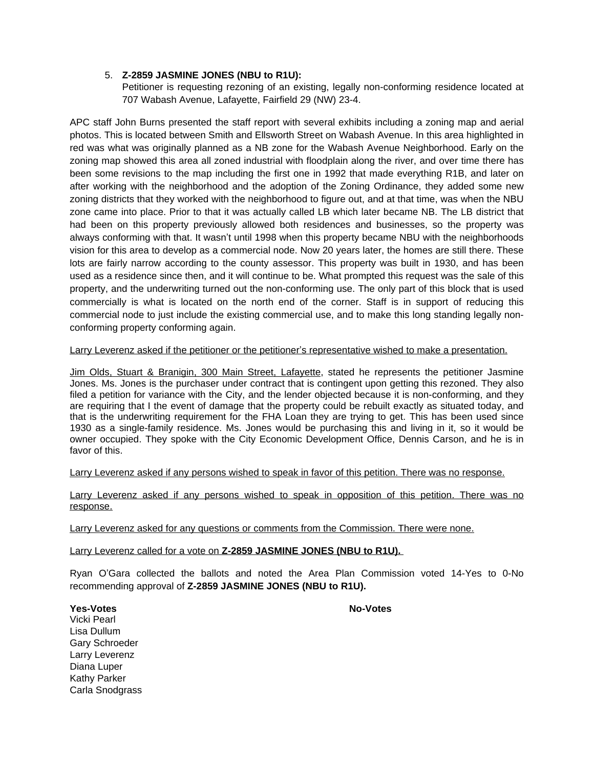5. **Z-2859 JASMINE JONES (NBU to R1U):**
   Petitioner is requesting rezoning of an existing, legally non-conforming residence located at 707 Wabash Avenue, Lafayette, Fairfield 29 (NW) 23-4.

APC staff John Burns presented the staff report with several exhibits including a zoning map and aerial photos. This is located between Smith and Ellsworth Street on Wabash Avenue. In this area highlighted in red was what was originally planned as a NB zone for the Wabash Avenue Neighborhood. Early on the zoning map showed this area all zoned industrial with floodplain along the river, and over time there has been some revisions to the map including the first one in 1992 that made everything R1B, and later on after working with the neighborhood and the adoption of the Zoning Ordinance, they added some new zoning districts that they worked with the neighborhood to figure out, and at that time, was when the NBU zone came into place. Prior to that it was actually called LB which later became NB. The LB district that had been on this property previously allowed both residences and businesses, so the property was always conforming with that. It wasn't until 1998 when this property became NBU with the neighborhoods vision for this area to develop as a commercial node. Now 20 years later, the homes are still there. These lots are fairly narrow according to the county assessor. This property was built in 1930, and has been used as a residence since then, and it will continue to be. What prompted this request was the sale of this property, and the underwriting turned out the non-conforming use. The only part of this block that is used commercially is what is located on the north end of the corner. Staff is in support of reducing this commercial node to just include the existing commercial use, and to make this long standing legally non-conforming property conforming again.

Larry Leverenz asked if the petitioner or the petitioner's representative wished to make a presentation.

Jim Olds, Stuart & Branigin, 300 Main Street, Lafayette, stated he represents the petitioner Jasmine Jones. Ms. Jones is the purchaser under contract that is contingent upon getting this rezoned. They also filed a petition for variance with the City, and the lender objected because it is non-conforming, and they are requiring that I the event of damage that the property could be rebuilt exactly as situated today, and that is the underwriting requirement for the FHA Loan they are trying to get. This has been used since 1930 as a single-family residence. Ms. Jones would be purchasing this and living in it, so it would be owner occupied. They spoke with the City Economic Development Office, Dennis Carson, and he is in favor of this.

Larry Leverenz asked if any persons wished to speak in favor of this petition. There was no response.

Larry Leverenz asked if any persons wished to speak in opposition of this petition. There was no response.

Larry Leverenz asked for any questions or comments from the Commission. There were none.

Larry Leverenz called for a vote on **Z-2859 JASMINE JONES (NBU to R1U).**

Ryan O'Gara collected the ballots and noted the Area Plan Commission voted 14-Yes to 0-No recommending approval of **Z-2859 JASMINE JONES (NBU to R1U).**

| **Yes-Votes** | **No-Votes** |
|---|---|
| Vicki Pearl | |
| Lisa Dullum | |
| Gary Schroeder | |
| Larry Leverenz | |
| Diana Luper | |
| Kathy Parker | |
| Carla Snodgrass | |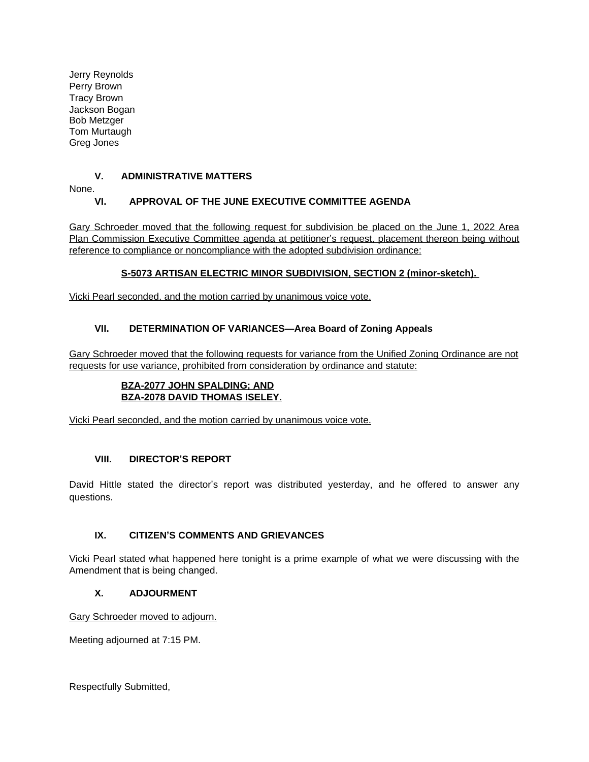Jerry Reynolds
Perry Brown
Tracy Brown
Jackson Bogan
Bob Metzger
Tom Murtaugh
Greg Jones

## V. ADMINISTRATIVE MATTERS

None.

## VI. APPROVAL OF THE JUNE EXECUTIVE COMMITTEE AGENDA

Gary Schroeder moved that the following request for subdivision be placed on the June 1, 2022 Area Plan Commission Executive Committee agenda at petitioner's request, placement thereon being without reference to compliance or noncompliance with the adopted subdivision ordinance:

**S-5073 ARTISAN ELECTRIC MINOR SUBDIVISION, SECTION 2 (minor-sketch).**

Vicki Pearl seconded, and the motion carried by unanimous voice vote.

## VII. DETERMINATION OF VARIANCES—Area Board of Zoning Appeals

Gary Schroeder moved that the following requests for variance from the Unified Zoning Ordinance are not requests for use variance, prohibited from consideration by ordinance and statute:

**BZA-2077 JOHN SPALDING; AND**
**BZA-2078 DAVID THOMAS ISELEY.**

Vicki Pearl seconded, and the motion carried by unanimous voice vote.

## VIII. DIRECTOR'S REPORT

David Hittle stated the director's report was distributed yesterday, and he offered to answer any questions.

## IX. CITIZEN'S COMMENTS AND GRIEVANCES

Vicki Pearl stated what happened here tonight is a prime example of what we were discussing with the Amendment that is being changed.

## X. ADJOURMENT

Gary Schroeder moved to adjourn.

Meeting adjourned at 7:15 PM.

Respectfully Submitted,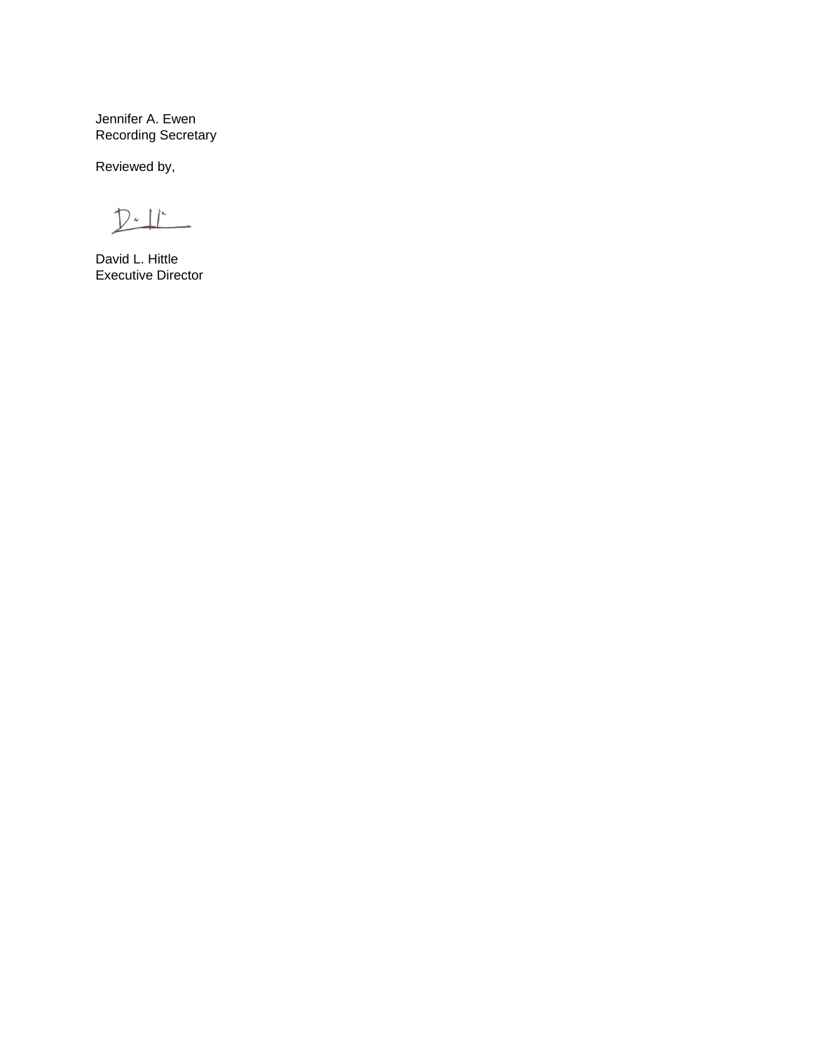Jennifer A. Ewen
Recording Secretary

Reviewed by,

David L. Hittle
Executive Director